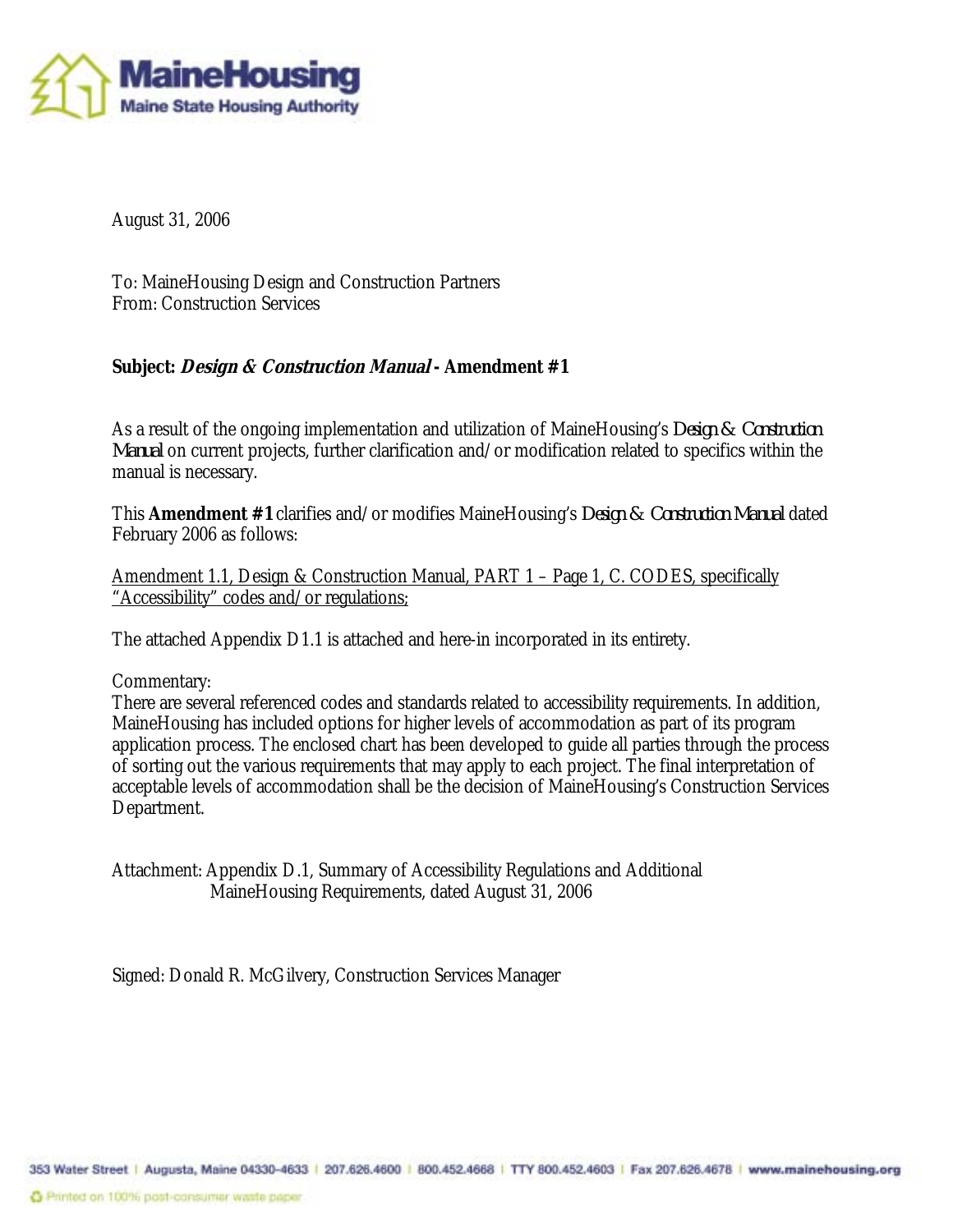**MaineHousing**
**Maine State Housing Authority**

August 31, 2006

To: MaineHousing Design and Construction Partners
From: Construction Services

**Subject: *Design & Construction Manual* - Amendment #1**

As a result of the ongoing implementation and utilization of MaineHousing's *Design & Construction Manual* on current projects, further clarification and/or modification related to specifics within the manual is necessary.

This **Amendment #1** clarifies and/or modifies MaineHousing's *Design & Construction Manual* dated February 2006 as follows:

<u>Amendment 1.1, Design & Construction Manual, PART 1 – Page 1, C. CODES, specifically "Accessibility" codes and/or regulations;</u>

The attached Appendix D1.1 is attached and here-in incorporated in its entirety.

Commentary:
There are several referenced codes and standards related to accessibility requirements. In addition, MaineHousing has included options for higher levels of accommodation as part of its program application process. The enclosed chart has been developed to guide all parties through the process of sorting out the various requirements that may apply to each project. The final interpretation of acceptable levels of accommodation shall be the decision of MaineHousing's Construction Services Department.

Attachment: Appendix D.1, Summary of Accessibility Regulations and Additional MaineHousing Requirements, dated August 31, 2006

Signed: Donald R. McGilvery, Construction Services Manager

353 Water Street | Augusta, Maine 04330-4633 | 207.626.4600 | 800.452.4668 | TTY 800.452.4603 | Fax 207.626.4678 | www.mainehousing.org

Printed on 100% post-consumer waste paper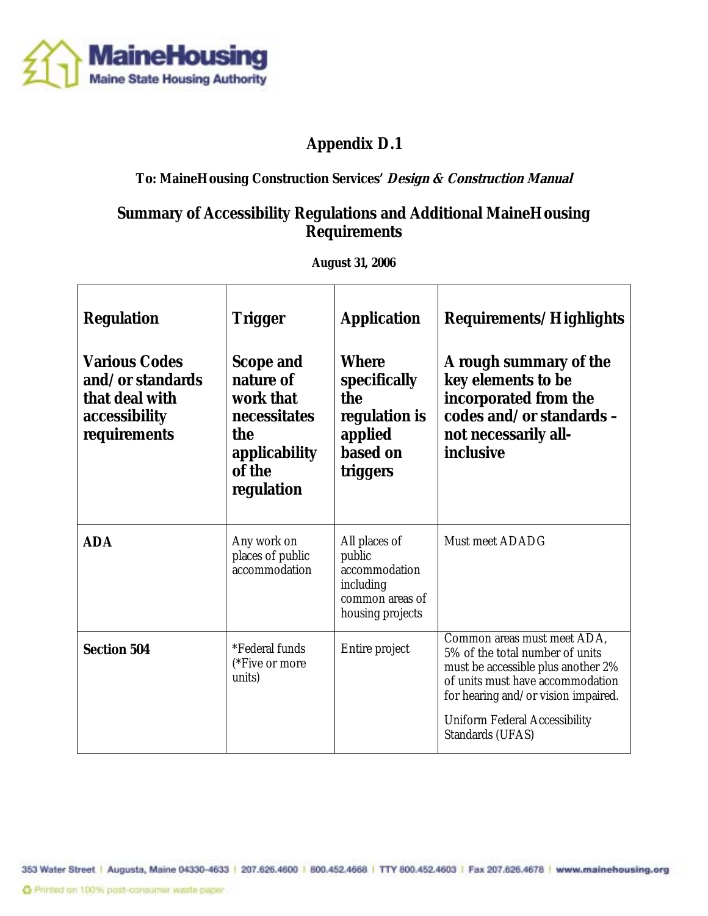# Appendix D.1

**To: MaineHousing Construction Services' *Design & Construction Manual***

## Summary of Accessibility Regulations and Additional MaineHousing Requirements

**August 31, 2006**

| **Regulation**<br><br>**Various Codes and/or standards that deal with accessibility requirements** | **Trigger**<br><br>**Scope and nature of work that necessitates the applicability of the regulation** | **Application**<br><br>**Where specifically the regulation is applied based on triggers** | **Requirements/Highlights**<br><br>**A rough summary of the key elements to be incorporated from the codes and/or standards – not necessarily all-inclusive** |
|---|---|---|---|
| **ADA** | Any work on places of public accommodation | All places of public accommodation including common areas of housing projects | Must meet ADADG |
| **Section 504** | *Federal funds (*Five or more units) | Entire project | Common areas must meet ADA, 5% of the total number of units must be accessible plus another 2% of units must have accommodation for hearing and/or vision impaired.<br><br>Uniform Federal Accessibility Standards (UFAS) |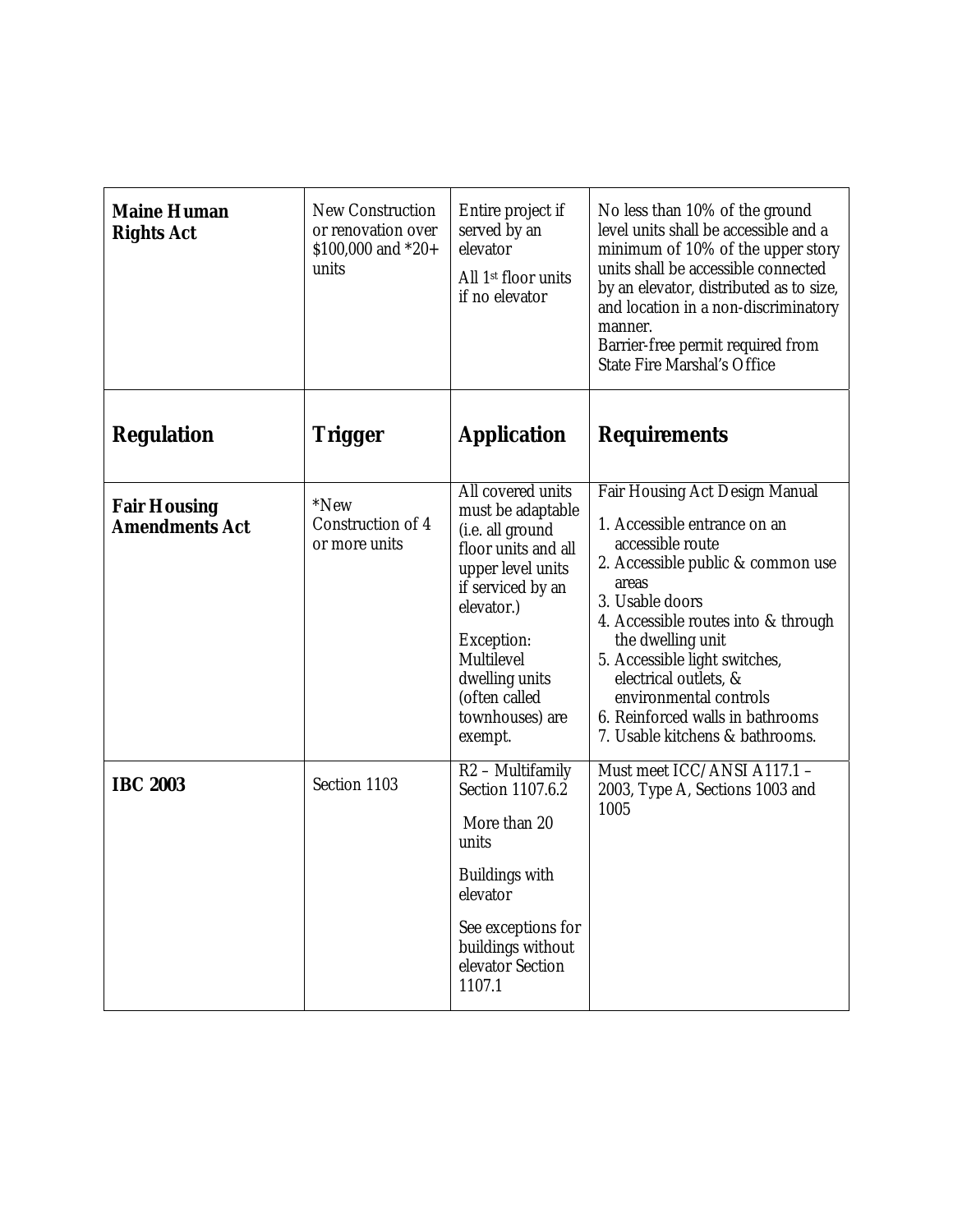| **Maine Human Rights Act** | New Construction or renovation over $100,000 and *20+ units | Entire project if served by an elevator<br><br>All 1st floor units if no elevator | No less than 10% of the ground level units shall be accessible and a minimum of 10% of the upper story units shall be accessible connected by an elevator, distributed as to size, and location in a non-discriminatory manner.<br>Barrier-free permit required from State Fire Marshal's Office |
|---|---|---|---|
| **Regulation** | **Trigger** | **Application** | **Requirements** |
| **Fair Housing Amendments Act** | *New Construction of 4 or more units | All covered units must be adaptable (i.e. all ground floor units and all upper level units if serviced by an elevator.)<br><br>Exception: Multilevel dwelling units (often called townhouses) are exempt. | Fair Housing Act Design Manual<br><br>1. Accessible entrance on an accessible route<br>2. Accessible public & common use areas<br>3. Usable doors<br>4. Accessible routes into & through the dwelling unit<br>5. Accessible light switches, electrical outlets, & environmental controls<br>6. Reinforced walls in bathrooms<br>7. Usable kitchens & bathrooms. |
| **IBC 2003** | Section 1103 | R2 – Multifamily Section 1107.6.2<br><br>More than 20 units<br><br>Buildings with elevator<br><br>See exceptions for buildings without elevator Section 1107.1 | Must meet ICC/ANSI A117.1 – 2003, Type A, Sections 1003 and 1005 |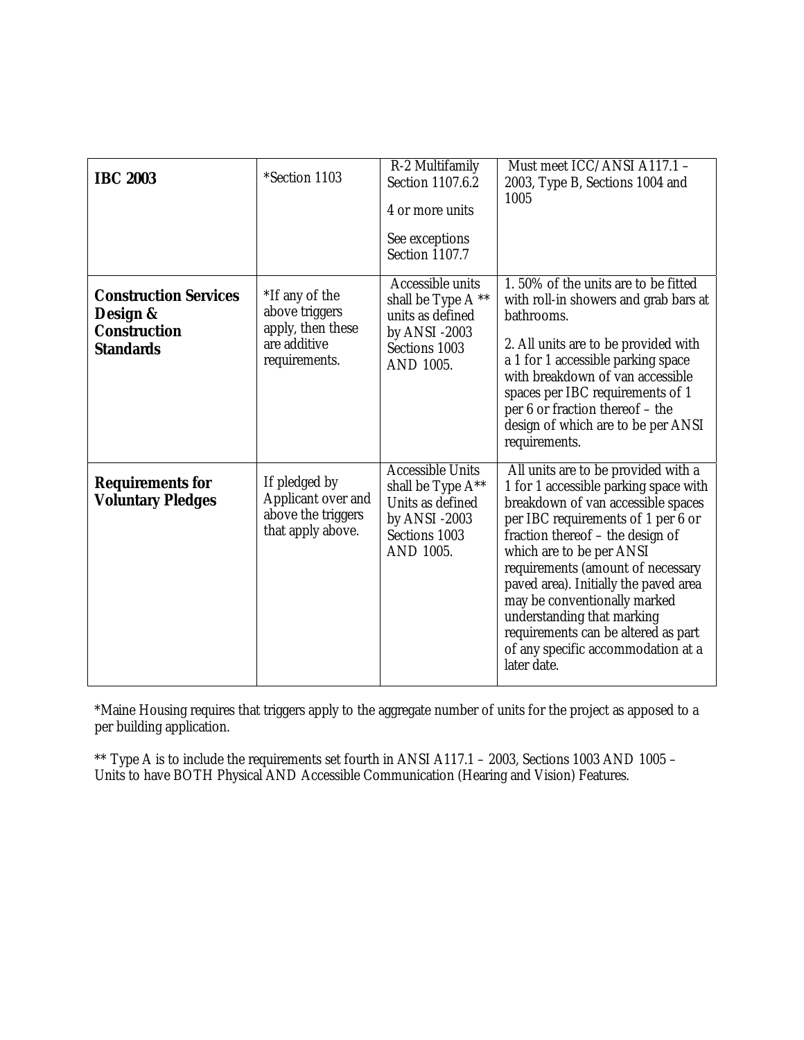| | | | |
|---|---|---|---|
| **IBC 2003** | *Section 1103 | R-2 Multifamily Section 1107.6.2<br><br>4 or more units<br><br>See exceptions Section 1107.7 | Must meet ICC/ANSI A117.1 – 2003, Type B, Sections 1004 and 1005 |
| **Construction Services Design & Construction Standards** | *If any of the above triggers apply, then these are additive requirements. | Accessible units shall be Type A ** units as defined by ANSI -2003 Sections 1003 AND 1005. | 1. 50% of the units are to be fitted with roll-in showers and grab bars at bathrooms.<br><br>2. All units are to be provided with a 1 for 1 accessible parking space with breakdown of van accessible spaces per IBC requirements of 1 per 6 or fraction thereof – the design of which are to be per ANSI requirements. |
| **Requirements for Voluntary Pledges** | If pledged by Applicant over and above the triggers that apply above. | Accessible Units shall be Type A** Units as defined by ANSI -2003 Sections 1003 AND 1005. | All units are to be provided with a 1 for 1 accessible parking space with breakdown of van accessible spaces per IBC requirements of 1 per 6 or fraction thereof – the design of which are to be per ANSI requirements (amount of necessary paved area). Initially the paved area may be conventionally marked understanding that marking requirements can be altered as part of any specific accommodation at a later date. |

*Maine Housing requires that triggers apply to the aggregate number of units for the project as apposed to a per building application.

** Type A is to include the requirements set fourth in ANSI A117.1 – 2003, Sections 1003 AND 1005 – Units to have BOTH Physical AND Accessible Communication (Hearing and Vision) Features.